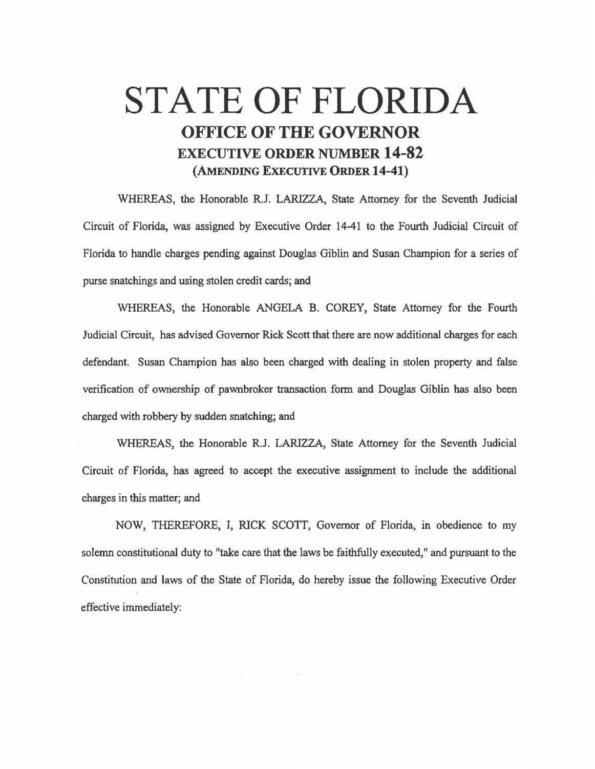# STATE OF FLORIDA

## OFFICE OF THE GOVERNOR

### EXECUTIVE ORDER NUMBER 14-82

### (AMENDING EXECUTIVE ORDER 14-41)

WHEREAS, the Honorable R.J. LARIZZA, State Attorney for the Seventh Judicial Circuit of Florida, was assigned by Executive Order 14-41 to the Fourth Judicial Circuit of Florida to handle charges pending against Douglas Giblin and Susan Champion for a series of purse snatchings and using stolen credit cards; and

WHEREAS, the Honorable ANGELA B. COREY, State Attorney for the Fourth Judicial Circuit, has advised Governor Rick Scott that there are now additional charges for each defendant. Susan Champion has also been charged with dealing in stolen property and false verification of ownership of pawnbroker transaction form and Douglas Giblin has also been charged with robbery by sudden snatching; and

WHEREAS, the Honorable R.J. LARIZZA, State Attorney for the Seventh Judicial Circuit of Florida, has agreed to accept the executive assignment to include the additional charges in this matter; and

NOW, THEREFORE, I, RICK SCOTT, Governor of Florida, in obedience to my solemn constitutional duty to "take care that the laws be faithfully executed," and pursuant to the Constitution and laws of the State of Florida, do hereby issue the following Executive Order effective immediately: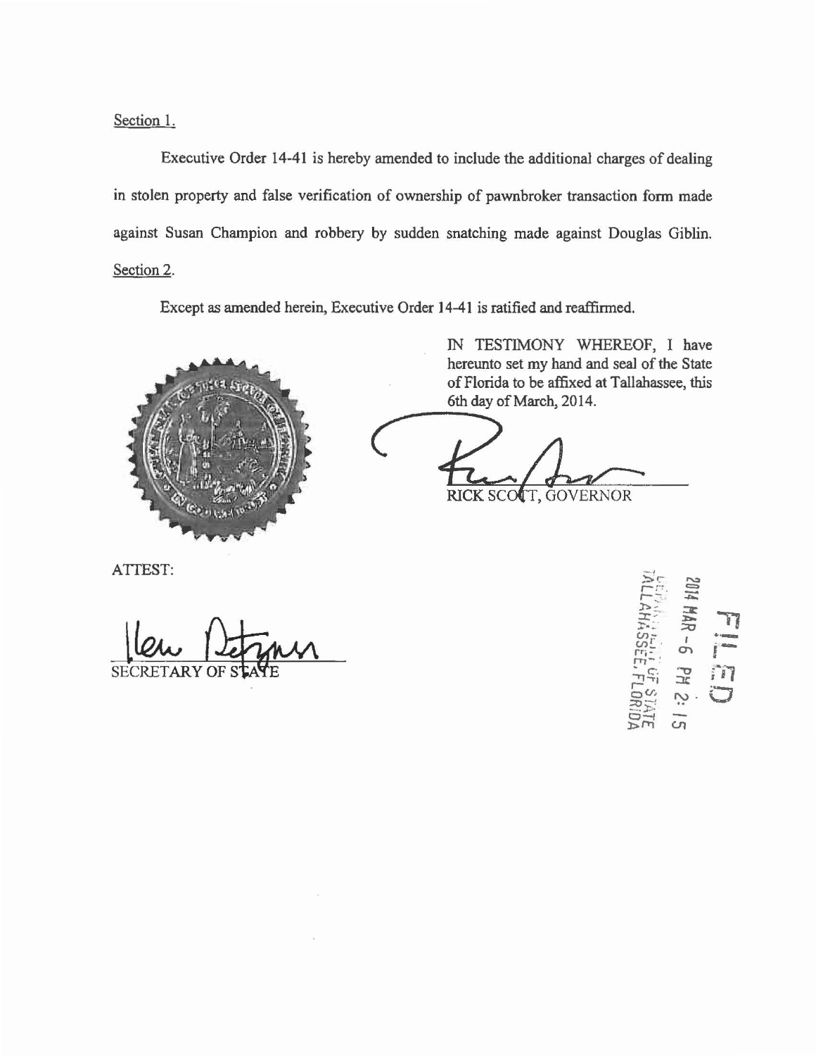Section 1.

Executive Order 14-41 is hereby amended to include the additional charges of dealing in stolen property and false verification of ownership of pawnbroker transaction form made against Susan Champion and robbery by sudden snatching made against Douglas Giblin.

Section 2.

Except as amended herein, Executive Order 14-41 is ratified and reaffirmed.

IN TESTIMONY WHEREOF, I have hereunto set my hand and seal of the State of Florida to be affixed at Tallahassee, this 6th day of March, 2014.

RICK SCOTT, GOVERNOR

ATTEST:

SECRETARY OF STATE

FILED

2014 MAR -6 PM 2:15

DEPARTMENT OF STATE
TALLAHASSEE, FLORIDA